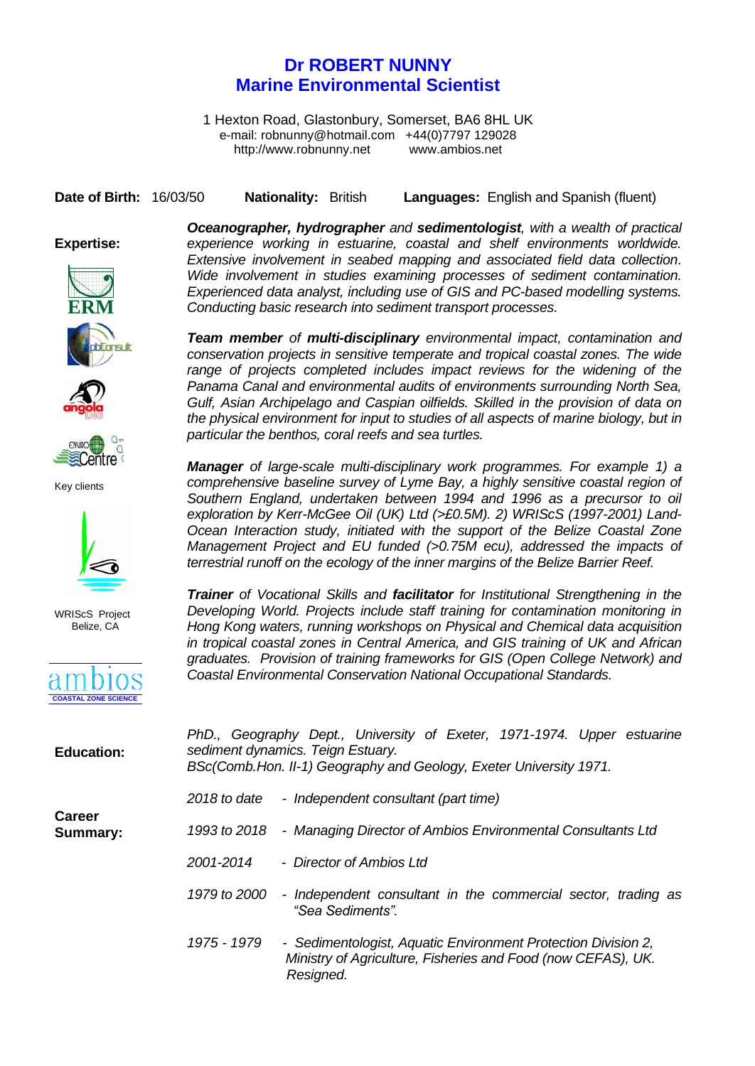# Dr ROBERT NUNNY
## Marine Environmental Scientist

1 Hexton Road, Glastonbury, Somerset, BA6 8HL UK
e-mail: robnunny@hotmail.com +44(0)7797 129028
http://www.robnunny.net www.ambios.net

**Date of Birth:** 16/03/50 **Nationality:** British **Languages:** English and Spanish (fluent)

**Expertise:**

***Oceanographer, hydrographer*** *and* ***sedimentologist****, with a wealth of practical experience working in estuarine, coastal and shelf environments worldwide. Extensive involvement in seabed mapping and associated field data collection. Wide involvement in studies examining processes of sediment contamination. Experienced data analyst, including use of GIS and PC-based modelling systems. Conducting basic research into sediment transport processes.*

***Team member*** *of* ***multi-disciplinary*** *environmental impact, contamination and conservation projects in sensitive temperate and tropical coastal zones. The wide range of projects completed includes impact reviews for the widening of the Panama Canal and environmental audits of environments surrounding North Sea, Gulf, Asian Archipelago and Caspian oilfields. Skilled in the provision of data on the physical environment for input to studies of all aspects of marine biology, but in particular the benthos, coral reefs and sea turtles.*

***Manager*** *of large-scale multi-disciplinary work programmes. For example 1) a comprehensive baseline survey of Lyme Bay, a highly sensitive coastal region of Southern England, undertaken between 1994 and 1996 as a precursor to oil exploration by Kerr-McGee Oil (UK) Ltd (>£0.5M). 2) WRIScS (1997-2001) Land-Ocean Interaction study, initiated with the support of the Belize Coastal Zone Management Project and EU funded (>0.75M ecu), addressed the impacts of terrestrial runoff on the ecology of the inner margins of the Belize Barrier Reef.*

***Trainer*** *of Vocational Skills and* ***facilitator*** *for Institutional Strengthening in the Developing World. Projects include staff training for contamination monitoring in Hong Kong waters, running workshops on Physical and Chemical data acquisition in tropical coastal zones in Central America, and GIS training of UK and African graduates. Provision of training frameworks for GIS (Open College Network) and Coastal Environmental Conservation National Occupational Standards.*

Key clients

WRIScS Project Belize, CA

ambios COASTAL ZONE SCIENCE

**Education:**

*PhD., Geography Dept., University of Exeter, 1971-1974. Upper estuarine sediment dynamics. Teign Estuary.*
*BSc(Comb.Hon. II-1) Geography and Geology, Exeter University 1971.*

**Career Summary:**

*2018 to date - Independent consultant (part time)*

*1993 to 2018 - Managing Director of Ambios Environmental Consultants Ltd*

*2001-2014 - Director of Ambios Ltd*

*1979 to 2000 - Independent consultant in the commercial sector, trading as "Sea Sediments".*

*1975 - 1979 - Sedimentologist, Aquatic Environment Protection Division 2, Ministry of Agriculture, Fisheries and Food (now CEFAS), UK. Resigned.*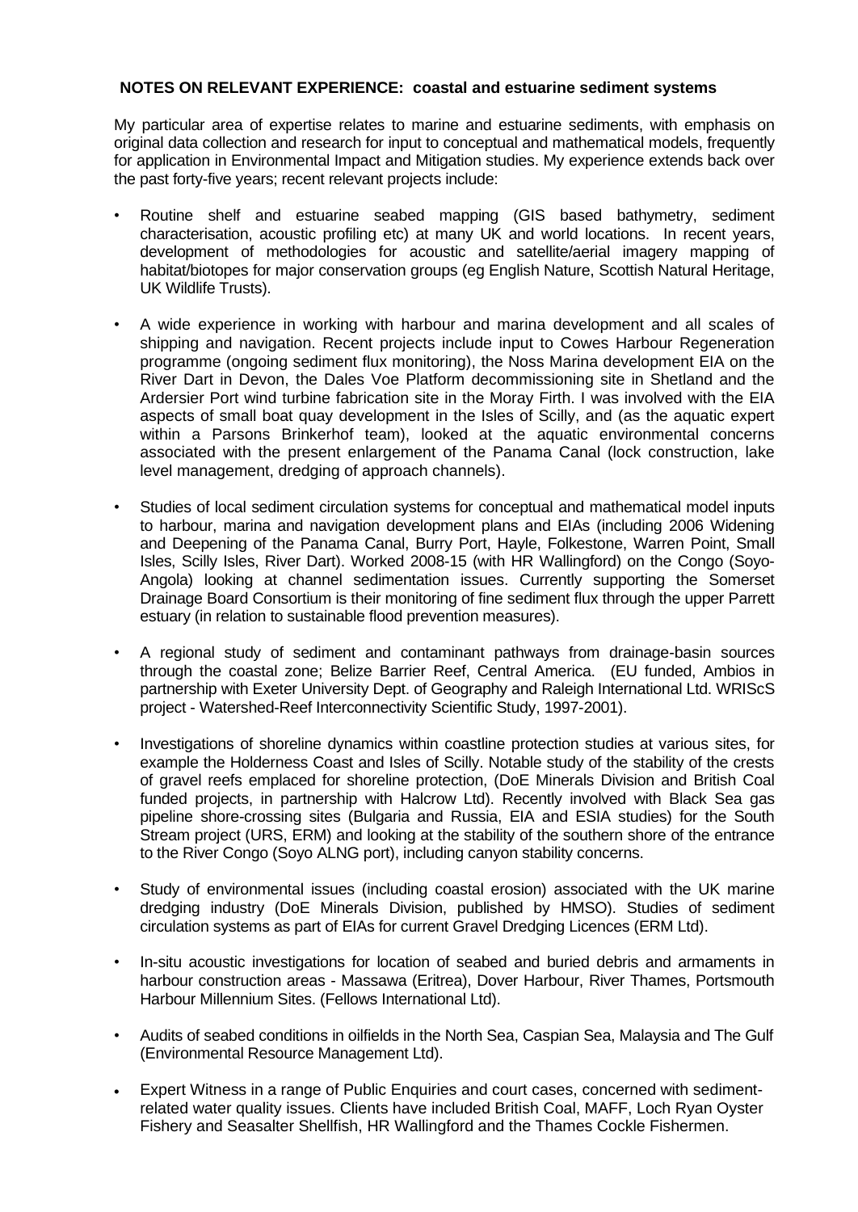**NOTES ON RELEVANT EXPERIENCE: coastal and estuarine sediment systems**

My particular area of expertise relates to marine and estuarine sediments, with emphasis on original data collection and research for input to conceptual and mathematical models, frequently for application in Environmental Impact and Mitigation studies. My experience extends back over the past forty-five years; recent relevant projects include:

- Routine shelf and estuarine seabed mapping (GIS based bathymetry, sediment characterisation, acoustic profiling etc) at many UK and world locations. In recent years, development of methodologies for acoustic and satellite/aerial imagery mapping of habitat/biotopes for major conservation groups (eg English Nature, Scottish Natural Heritage, UK Wildlife Trusts).

- A wide experience in working with harbour and marina development and all scales of shipping and navigation. Recent projects include input to Cowes Harbour Regeneration programme (ongoing sediment flux monitoring), the Noss Marina development EIA on the River Dart in Devon, the Dales Voe Platform decommissioning site in Shetland and the Ardersier Port wind turbine fabrication site in the Moray Firth. I was involved with the EIA aspects of small boat quay development in the Isles of Scilly, and (as the aquatic expert within a Parsons Brinkerhof team), looked at the aquatic environmental concerns associated with the present enlargement of the Panama Canal (lock construction, lake level management, dredging of approach channels).

- Studies of local sediment circulation systems for conceptual and mathematical model inputs to harbour, marina and navigation development plans and EIAs (including 2006 Widening and Deepening of the Panama Canal, Burry Port, Hayle, Folkestone, Warren Point, Small Isles, Scilly Isles, River Dart). Worked 2008-15 (with HR Wallingford) on the Congo (Soyo-Angola) looking at channel sedimentation issues. Currently supporting the Somerset Drainage Board Consortium is their monitoring of fine sediment flux through the upper Parrett estuary (in relation to sustainable flood prevention measures).

- A regional study of sediment and contaminant pathways from drainage-basin sources through the coastal zone; Belize Barrier Reef, Central America. (EU funded, Ambios in partnership with Exeter University Dept. of Geography and Raleigh International Ltd. WRIScS project - Watershed-Reef Interconnectivity Scientific Study, 1997-2001).

- Investigations of shoreline dynamics within coastline protection studies at various sites, for example the Holderness Coast and Isles of Scilly. Notable study of the stability of the crests of gravel reefs emplaced for shoreline protection, (DoE Minerals Division and British Coal funded projects, in partnership with Halcrow Ltd). Recently involved with Black Sea gas pipeline shore-crossing sites (Bulgaria and Russia, EIA and ESIA studies) for the South Stream project (URS, ERM) and looking at the stability of the southern shore of the entrance to the River Congo (Soyo ALNG port), including canyon stability concerns.

- Study of environmental issues (including coastal erosion) associated with the UK marine dredging industry (DoE Minerals Division, published by HMSO). Studies of sediment circulation systems as part of EIAs for current Gravel Dredging Licences (ERM Ltd).

- In-situ acoustic investigations for location of seabed and buried debris and armaments in harbour construction areas - Massawa (Eritrea), Dover Harbour, River Thames, Portsmouth Harbour Millennium Sites. (Fellows International Ltd).

- Audits of seabed conditions in oilfields in the North Sea, Caspian Sea, Malaysia and The Gulf (Environmental Resource Management Ltd).

- Expert Witness in a range of Public Enquiries and court cases, concerned with sediment-related water quality issues. Clients have included British Coal, MAFF, Loch Ryan Oyster Fishery and Seasalter Shellfish, HR Wallingford and the Thames Cockle Fishermen.